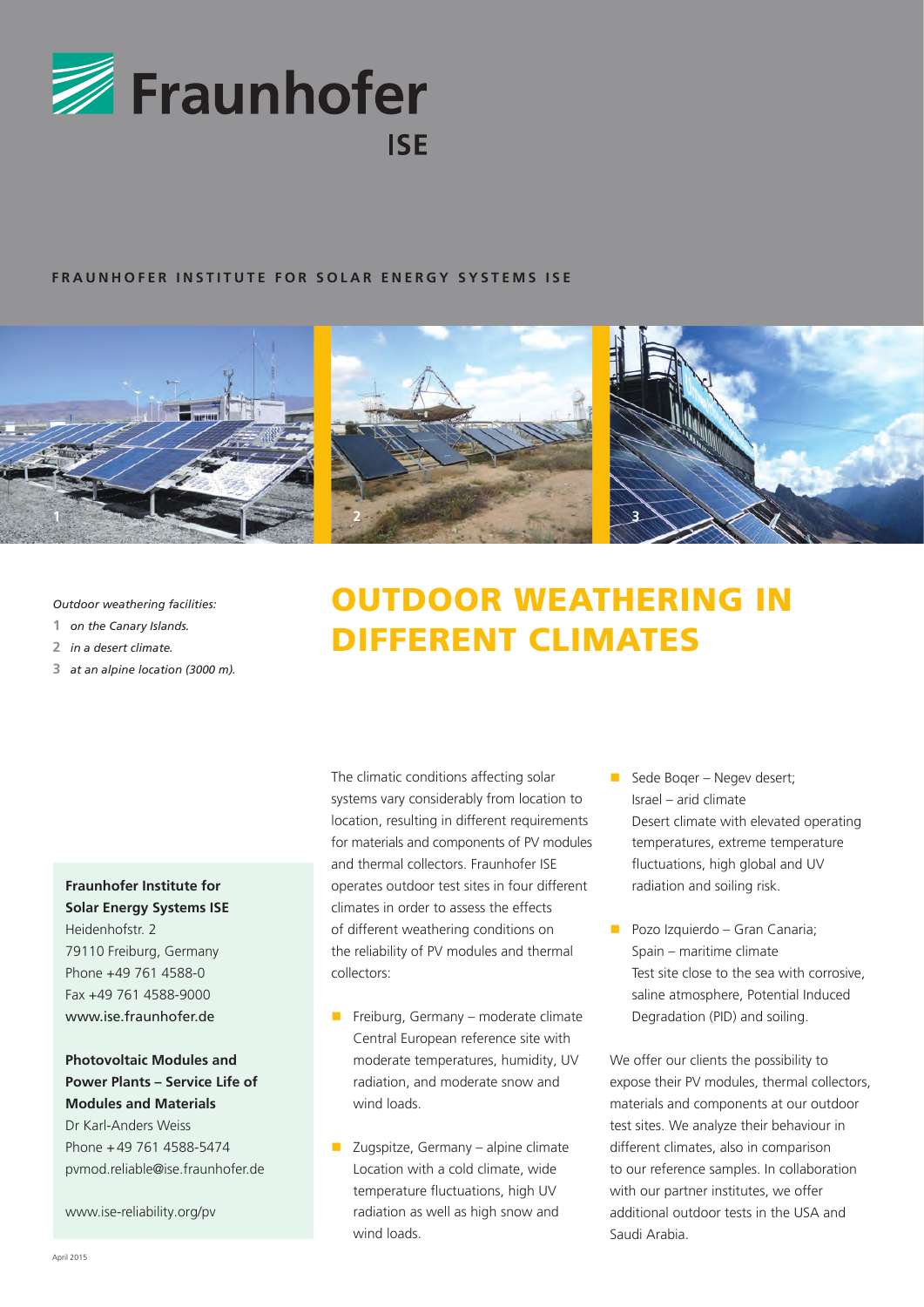Fraunhofer ISE

**FRAUNHOFER INSTITUTE FOR SOLAR ENERGY SYSTEMS ISE**

*Outdoor weathering facilities:*

1 *on the Canary Islands.*
2 *in a desert climate.*
3 *at an alpine location (3000 m).*

# OUTDOOR WEATHERING IN DIFFERENT CLIMATES

The climatic conditions affecting solar systems vary considerably from location to location, resulting in different requirements for materials and components of PV modules and thermal collectors. Fraunhofer ISE operates outdoor test sites in four different climates in order to assess the effects of different weathering conditions on the reliability of PV modules and thermal collectors:

- Freiburg, Germany – moderate climate
  Central European reference site with moderate temperatures, humidity, UV radiation, and moderate snow and wind loads.

- Zugspitze, Germany – alpine climate
  Location with a cold climate, wide temperature fluctuations, high UV radiation as well as high snow and wind loads.

- Sede Boqer – Negev desert; Israel – arid climate
  Desert climate with elevated operating temperatures, extreme temperature fluctuations, high global and UV radiation and soiling risk.

- Pozo Izquierdo – Gran Canaria; Spain – maritime climate
  Test site close to the sea with corrosive, saline atmosphere, Potential Induced Degradation (PID) and soiling.

We offer our clients the possibility to expose their PV modules, thermal collectors, materials and components at our outdoor test sites. We analyze their behaviour in different climates, also in comparison to our reference samples. In collaboration with our partner institutes, we offer additional outdoor tests in the USA and Saudi Arabia.

**Fraunhofer Institute for Solar Energy Systems ISE**
Heidenhofstr. 2
79110 Freiburg, Germany
Phone +49 761 4588-0
Fax +49 761 4588-9000
www.ise.fraunhofer.de

**Photovoltaic Modules and Power Plants – Service Life of Modules and Materials**
Dr Karl-Anders Weiss
Phone + 49 761 4588-5474
pvmod.reliable@ise.fraunhofer.de

www.ise-reliability.org/pv

April 2015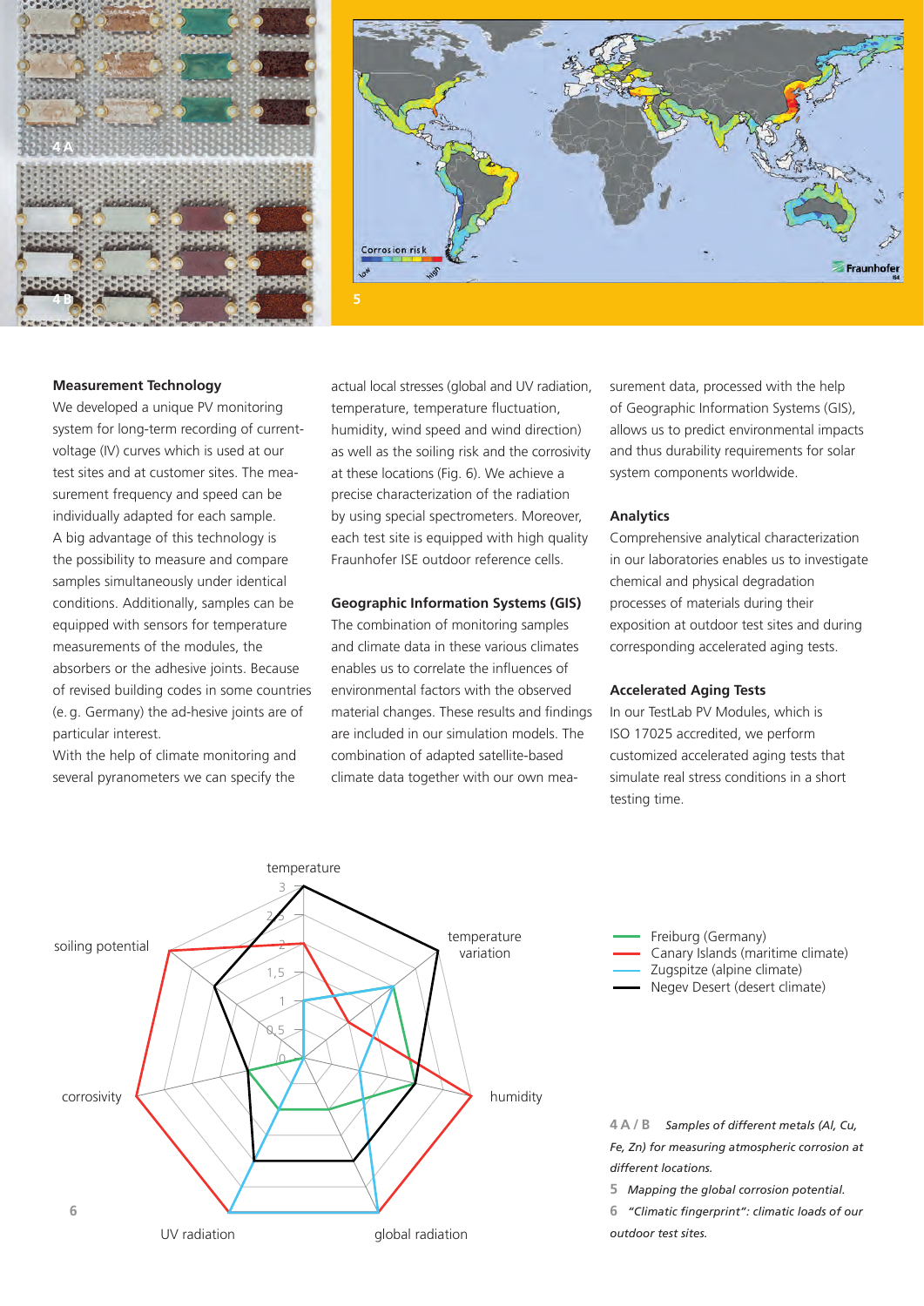4 A

4 B

Corrosion risk

low

high

Fraunhofer

5

## Measurement Technology

We developed a unique PV monitoring system for long-term recording of current-voltage (IV) curves which is used at our test sites and at customer sites. The measurement frequency and speed can be individually adapted for each sample. A big advantage of this technology is the possibility to measure and compare samples simultaneously under identical conditions. Additionally, samples can be equipped with sensors for temperature measurements of the modules, the absorbers or the adhesive joints. Because of revised building codes in some countries (e. g. Germany) the ad-hesive joints are of particular interest.

With the help of climate monitoring and several pyranometers we can specify the actual local stresses (global and UV radiation, temperature, temperature fluctuation, humidity, wind speed and wind direction) as well as the soiling risk and the corrosivity at these locations (Fig. 6). We achieve a precise characterization of the radiation by using special spectrometers. Moreover, each test site is equipped with high quality Fraunhofer ISE outdoor reference cells.

## Geographic Information Systems (GIS)

The combination of monitoring samples and climate data in these various climates enables us to correlate the influences of environmental factors with the observed material changes. These results and findings are included in our simulation models. The combination of adapted satellite-based climate data together with our own measurement data, processed with the help of Geographic Information Systems (GIS), allows us to predict environmental impacts and thus durability requirements for solar system components worldwide.

## Analytics

Comprehensive analytical characterization in our laboratories enables us to investigate chemical and physical degradation processes of materials during their exposition at outdoor test sites and during corresponding accelerated aging tests.

## Accelerated Aging Tests

In our TestLab PV Modules, which is ISO 17025 accredited, we perform customized accelerated aging tests that simulate real stress conditions in a short testing time.

temperature

3

2,5

2

1,5

1

0,5

0

temperature variation

humidity

global radiation

UV radiation

corrosivity

soiling potential

6

Freiburg (Germany)

Canary Islands (maritime climate)

Zugspitze (alpine climate)

Negev Desert (desert climate)

**4 A / B** *Samples of different metals (Al, Cu, Fe, Zn) for measuring atmospheric corrosion at different locations.*

**5** *Mapping the global corrosion potential.*

**6** *"Climatic fingerprint": climatic loads of our outdoor test sites.*